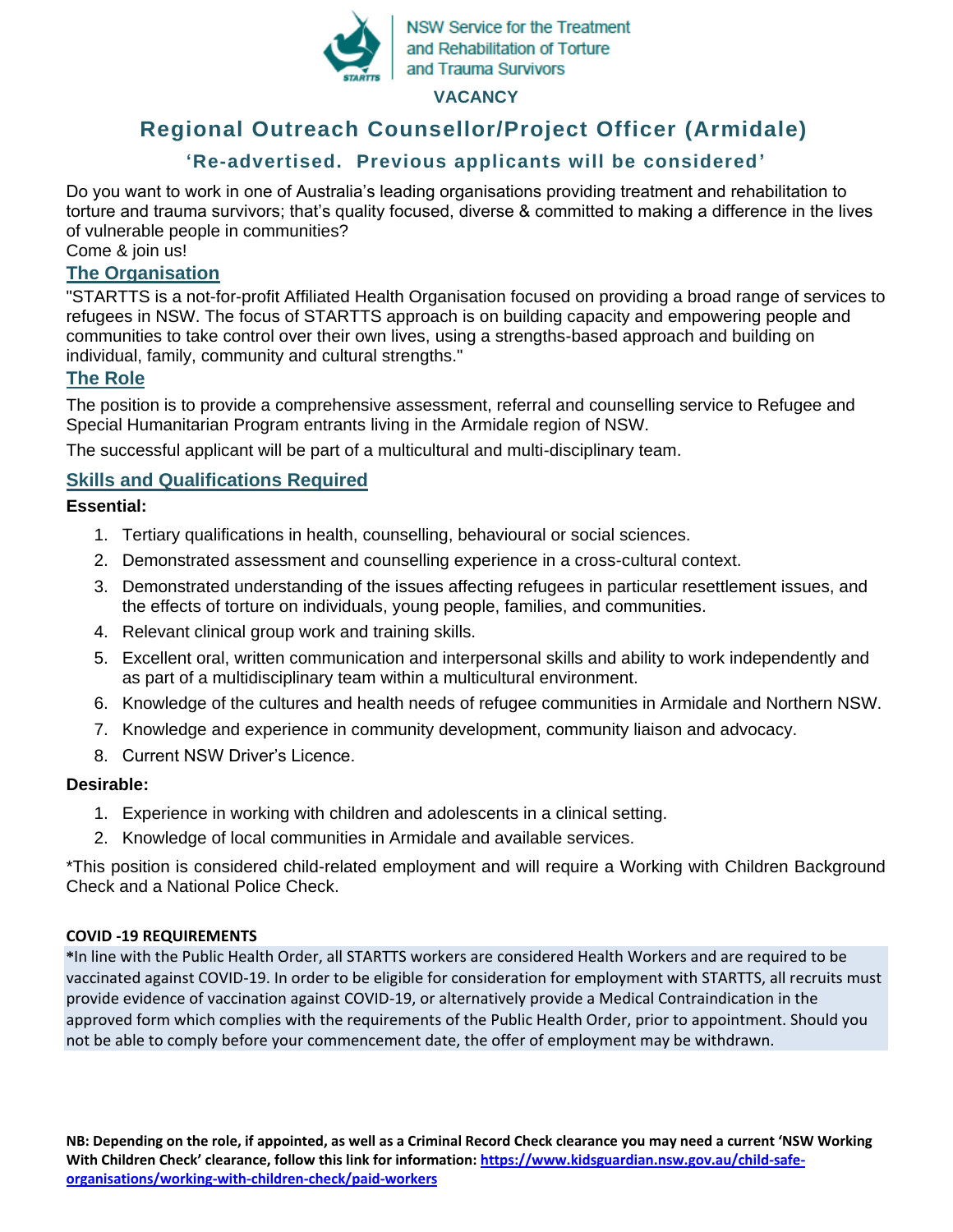NSW Service for the Treatment and Rehabilitation of Torture and Trauma Survivors

**VACANCY**

# Regional Outreach Counsellor/Project Officer (Armidale)

## ‘Re-advertised. Previous applicants will be considered’

Do you want to work in one of Australia’s leading organisations providing treatment and rehabilitation to torture and trauma survivors; that’s quality focused, diverse & committed to making a difference in the lives of vulnerable people in communities?
Come & join us!

## The Organisation

"STARTTS is a not-for-profit Affiliated Health Organisation focused on providing a broad range of services to refugees in NSW. The focus of STARTTS approach is on building capacity and empowering people and communities to take control over their own lives, using a strengths-based approach and building on individual, family, community and cultural strengths."

## The Role

The position is to provide a comprehensive assessment, referral and counselling service to Refugee and Special Humanitarian Program entrants living in the Armidale region of NSW.

The successful applicant will be part of a multicultural and multi-disciplinary team.

## Skills and Qualifications Required

**Essential:**

1. Tertiary qualifications in health, counselling, behavioural or social sciences.
2. Demonstrated assessment and counselling experience in a cross-cultural context.
3. Demonstrated understanding of the issues affecting refugees in particular resettlement issues, and the effects of torture on individuals, young people, families, and communities.
4. Relevant clinical group work and training skills.
5. Excellent oral, written communication and interpersonal skills and ability to work independently and as part of a multidisciplinary team within a multicultural environment.
6. Knowledge of the cultures and health needs of refugee communities in Armidale and Northern NSW.
7. Knowledge and experience in community development, community liaison and advocacy.
8. Current NSW Driver’s Licence.

**Desirable:**

1. Experience in working with children and adolescents in a clinical setting.
2. Knowledge of local communities in Armidale and available services.

*This position is considered child-related employment and will require a Working with Children Background Check and a National Police Check.

**COVID -19 REQUIREMENTS**

***In line with the Public Health Order, all STARTTS workers are considered Health Workers and are required to be vaccinated against COVID-19. In order to be eligible for consideration for employment with STARTTS, all recruits must provide evidence of vaccination against COVID-19, or alternatively provide a Medical Contraindication in the approved form which complies with the requirements of the Public Health Order, prior to appointment. Should you not be able to comply before your commencement date, the offer of employment may be withdrawn.**

**NB: Depending on the role, if appointed, as well as a Criminal Record Check clearance you may need a current ‘NSW Working With Children Check’ clearance, follow this link for information: [https://www.kidsguardian.nsw.gov.au/child-safe-organisations/working-with-children-check/paid-workers](https://www.kidsguardian.nsw.gov.au/child-safe-organisations/working-with-children-check/paid-workers)**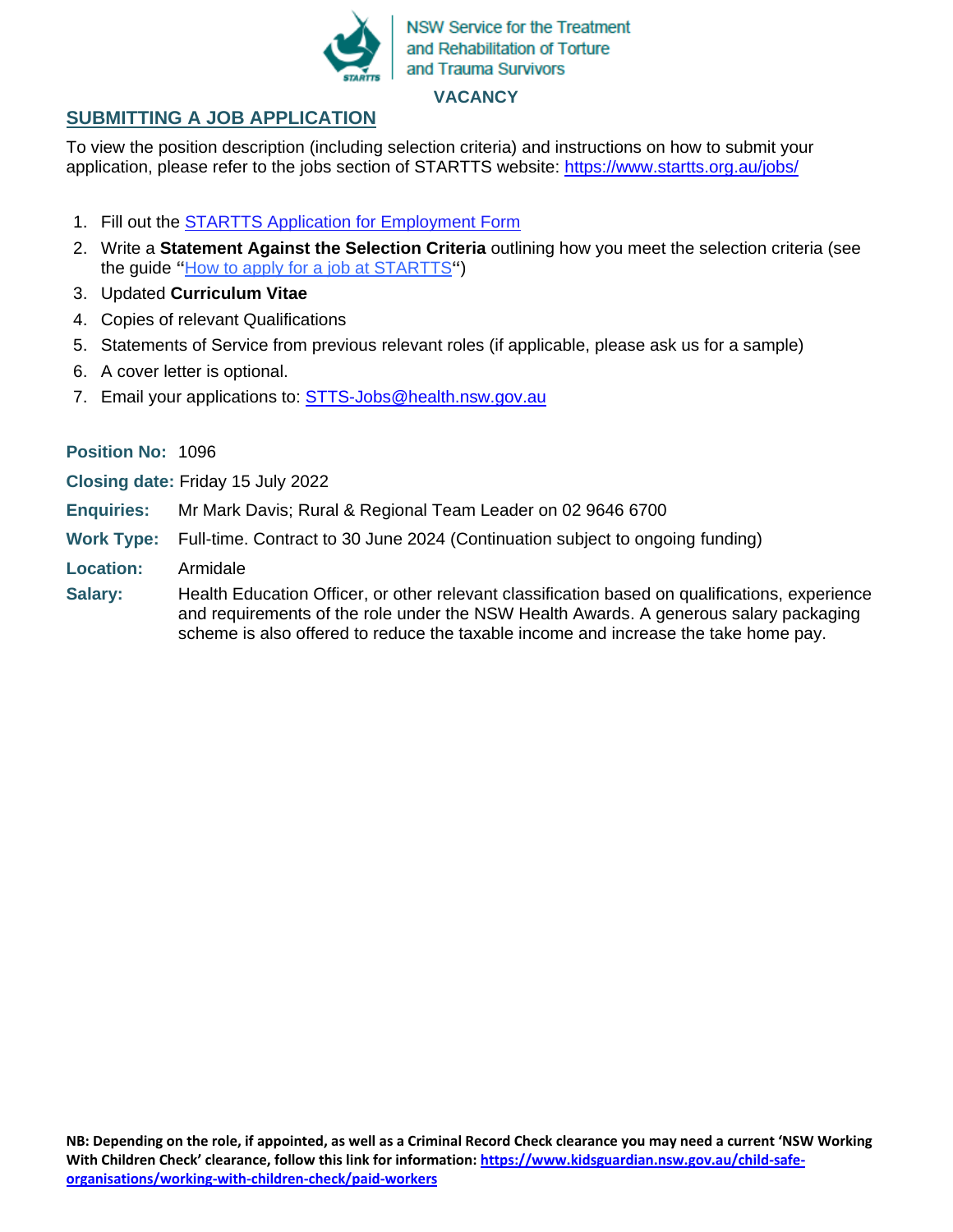NSW Service for the Treatment and Rehabilitation of Torture and Trauma Survivors

**VACANCY**

## SUBMITTING A JOB APPLICATION

To view the position description (including selection criteria) and instructions on how to submit your application, please refer to the jobs section of STARTTS website: https://www.startts.org.au/jobs/

1. Fill out the STARTTS Application for Employment Form
2. Write a **Statement Against the Selection Criteria** outlining how you meet the selection criteria (see the guide **"**How to apply for a job at STARTTS**"**)
3. Updated **Curriculum Vitae**
4. Copies of relevant Qualifications
5. Statements of Service from previous relevant roles (if applicable, please ask us for a sample)
6. A cover letter is optional.
7. Email your applications to: STTS-Jobs@health.nsw.gov.au

**Position No:** 1096

**Closing date:** Friday 15 July 2022

**Enquiries:** Mr Mark Davis; Rural & Regional Team Leader on 02 9646 6700

**Work Type:** Full-time. Contract to 30 June 2024 (Continuation subject to ongoing funding)

**Location:** Armidale

**Salary:** Health Education Officer, or other relevant classification based on qualifications, experience and requirements of the role under the NSW Health Awards. A generous salary packaging scheme is also offered to reduce the taxable income and increase the take home pay.

**NB: Depending on the role, if appointed, as well as a Criminal Record Check clearance you may need a current 'NSW Working With Children Check' clearance, follow this link for information: https://www.kidsguardian.nsw.gov.au/child-safe-organisations/working-with-children-check/paid-workers**